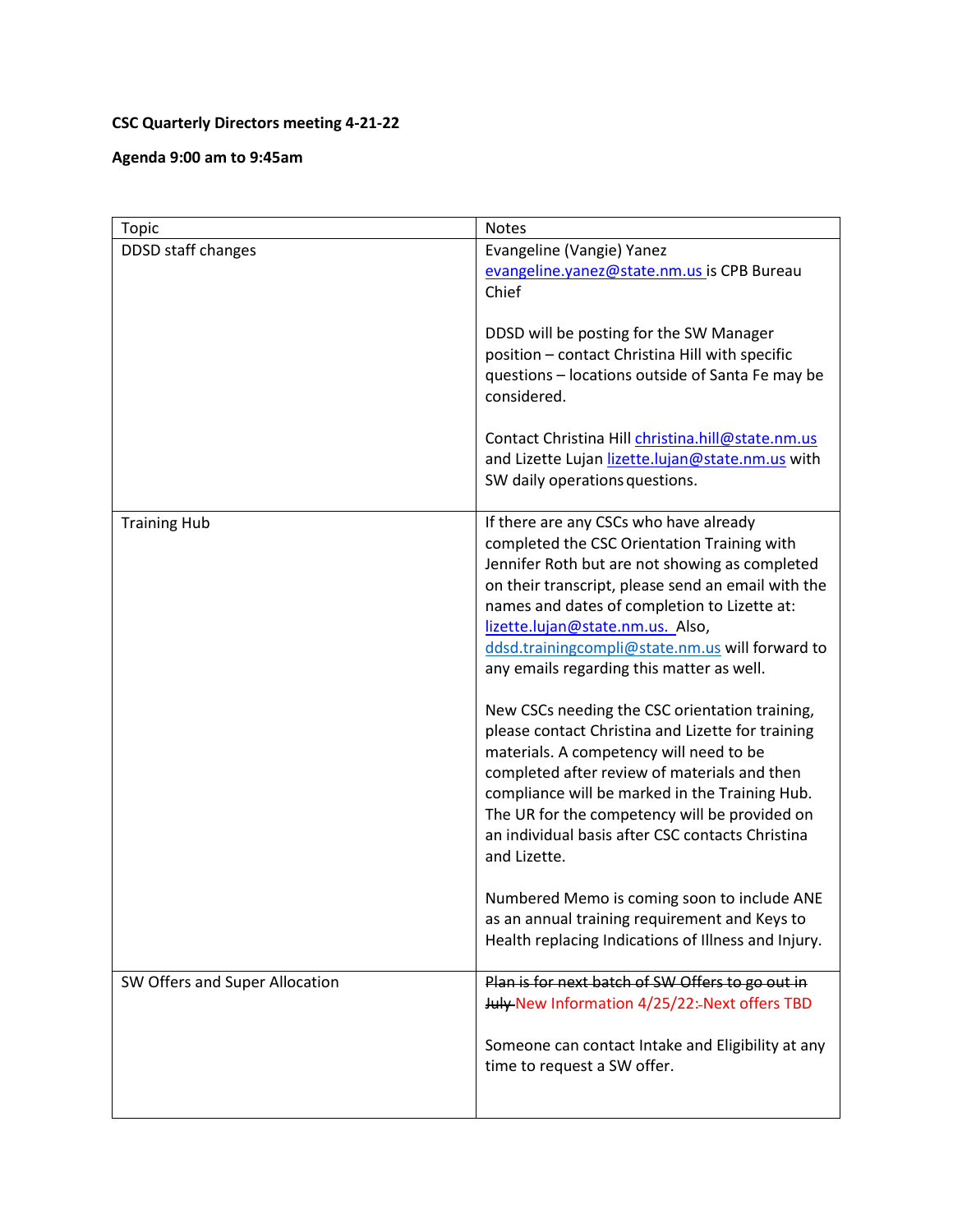**CSC Quarterly Directors meeting 4-21-22**

**Agenda 9:00 am to 9:45am**

| Topic | Notes |
| --- | --- |
| DDSD staff changes | Evangeline (Vangie) Yanez evangeline.yanez@state.nm.us is CPB Bureau Chief<br><br>DDSD will be posting for the SW Manager position – contact Christina Hill with specific questions – locations outside of Santa Fe may be considered.<br><br>Contact Christina Hill christina.hill@state.nm.us and Lizette Lujan lizette.lujan@state.nm.us with SW daily operations questions. |
| Training Hub | If there are any CSCs who have already completed the CSC Orientation Training with Jennifer Roth but are not showing as completed on their transcript, please send an email with the names and dates of completion to Lizette at: lizette.lujan@state.nm.us. Also, ddsd.trainingcompli@state.nm.us will forward to any emails regarding this matter as well.<br><br>New CSCs needing the CSC orientation training, please contact Christina and Lizette for training materials. A competency will need to be completed after review of materials and then compliance will be marked in the Training Hub. The UR for the competency will be provided on an individual basis after CSC contacts Christina and Lizette.<br><br>Numbered Memo is coming soon to include ANE as an annual training requirement and Keys to Health replacing Indications of Illness and Injury. |
| SW Offers and Super Allocation | ~~Plan is for next batch of SW Offers to go out in July~~ New Information 4/25/22: Next offers TBD<br><br>Someone can contact Intake and Eligibility at any time to request a SW offer. |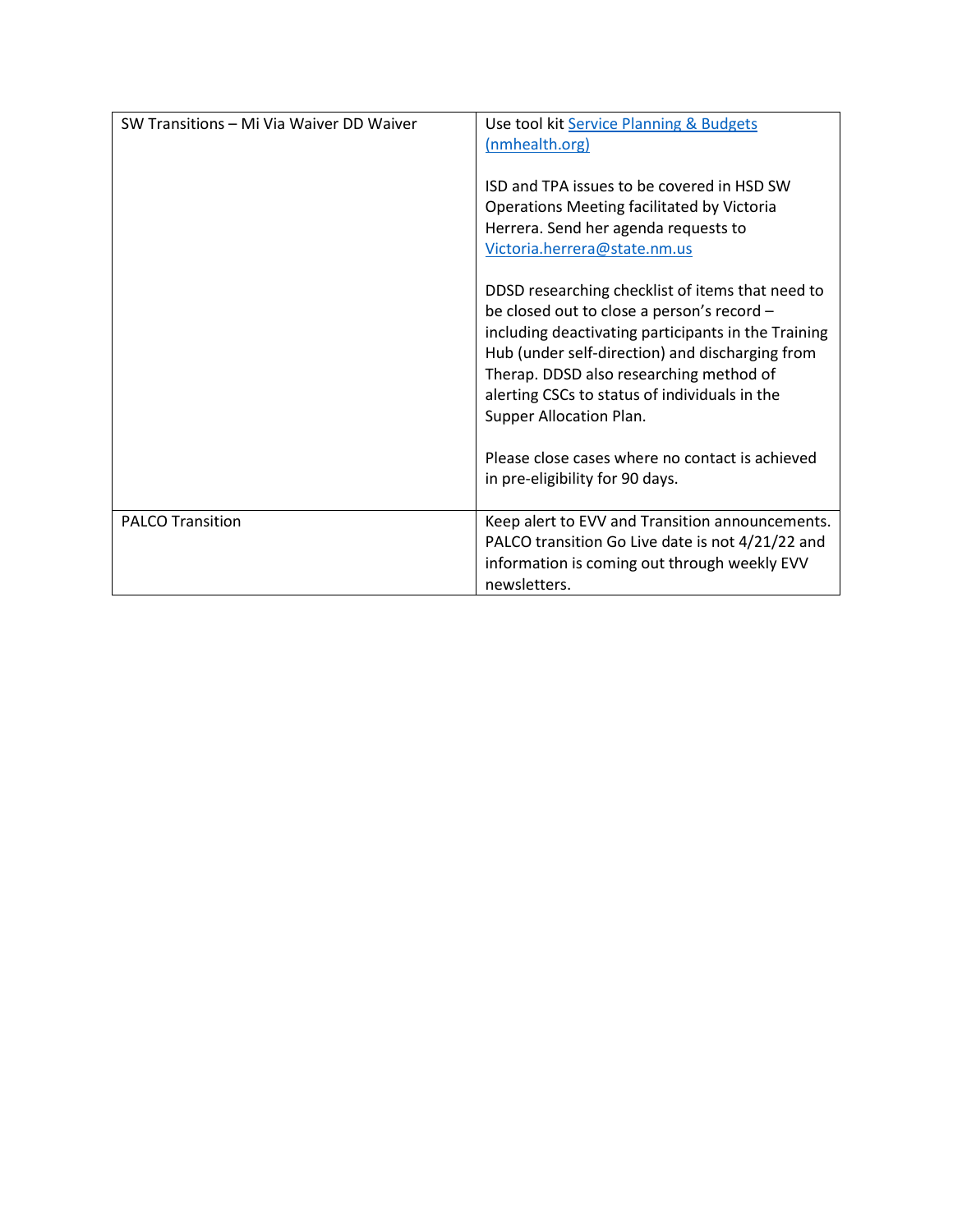| | |
|---|---|
| SW Transitions – Mi Via Waiver DD Waiver | Use tool kit [Service Planning & Budgets (nmhealth.org)]()<br><br>ISD and TPA issues to be covered in HSD SW Operations Meeting facilitated by Victoria Herrera. Send her agenda requests to [Victoria.herrera@state.nm.us](mailto:Victoria.herrera@state.nm.us)<br><br>DDSD researching checklist of items that need to be closed out to close a person's record – including deactivating participants in the Training Hub (under self-direction) and discharging from Therap. DDSD also researching method of alerting CSCs to status of individuals in the Supper Allocation Plan.<br><br>Please close cases where no contact is achieved in pre-eligibility for 90 days. |
| PALCO Transition | Keep alert to EVV and Transition announcements. PALCO transition Go Live date is not 4/21/22 and information is coming out through weekly EVV newsletters. |